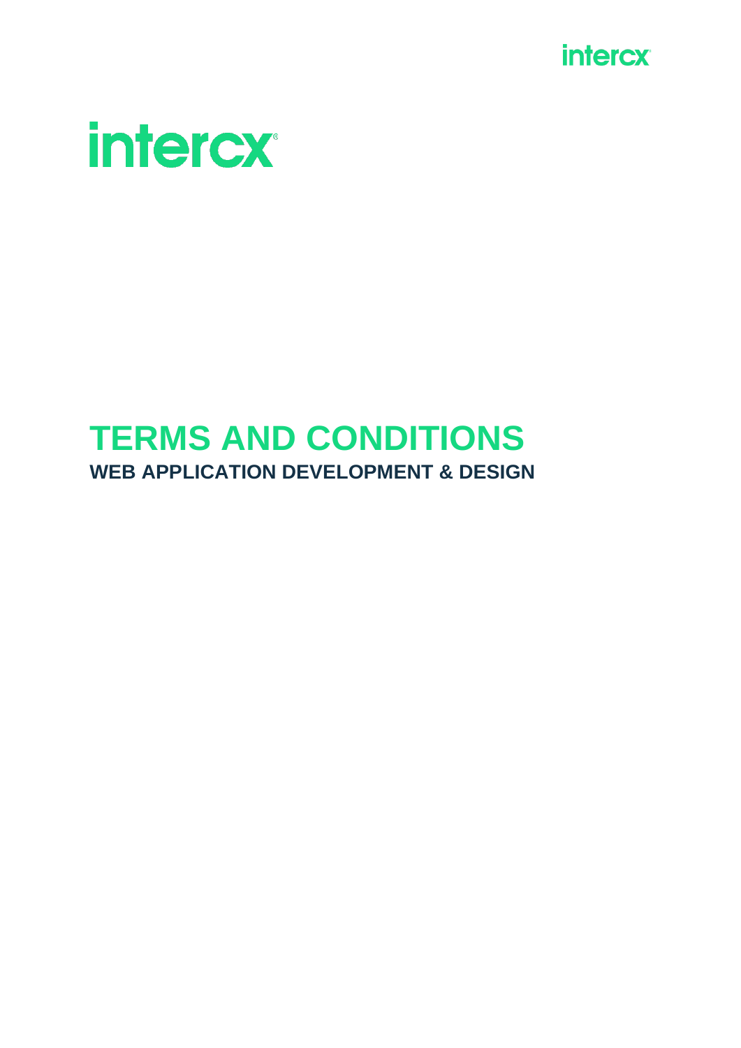intercx

# TERMS AND CONDITIONS

## WEB APPLICATION DEVELOPMENT & DESIGN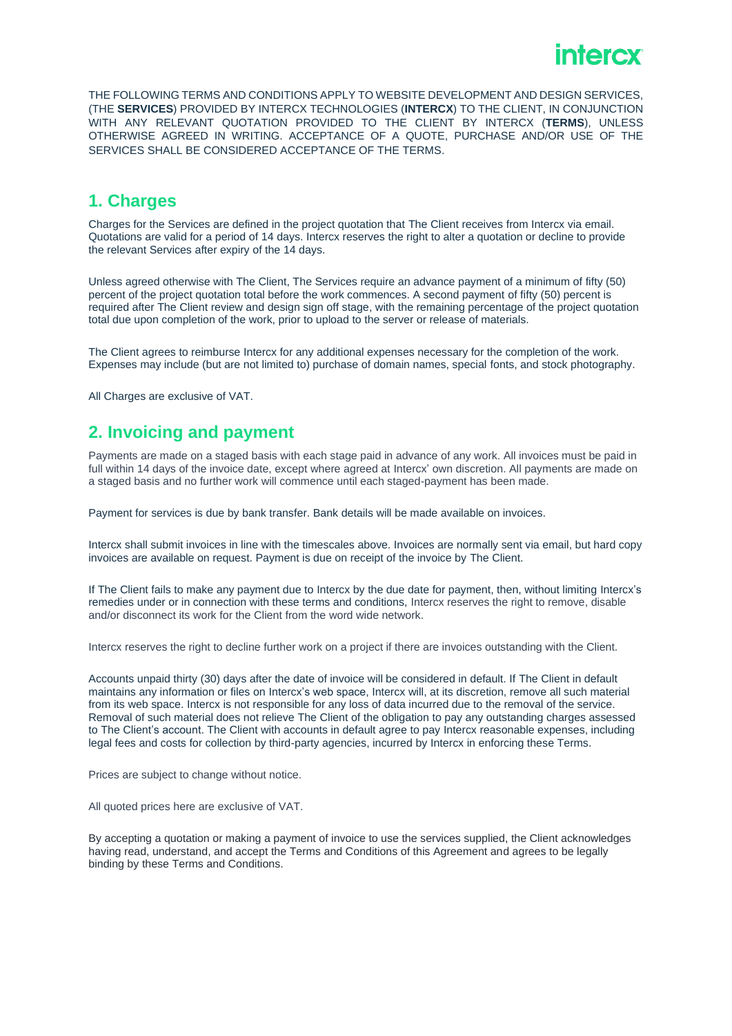THE FOLLOWING TERMS AND CONDITIONS APPLY TO WEBSITE DEVELOPMENT AND DESIGN SERVICES, (THE **SERVICES**) PROVIDED BY INTERCX TECHNOLOGIES (**INTERCX**) TO THE CLIENT, IN CONJUNCTION WITH ANY RELEVANT QUOTATION PROVIDED TO THE CLIENT BY INTERCX (**TERMS**), UNLESS OTHERWISE AGREED IN WRITING. ACCEPTANCE OF A QUOTE, PURCHASE AND/OR USE OF THE SERVICES SHALL BE CONSIDERED ACCEPTANCE OF THE TERMS.

## 1. Charges

Charges for the Services are defined in the project quotation that The Client receives from Intercx via email. Quotations are valid for a period of 14 days. Intercx reserves the right to alter a quotation or decline to provide the relevant Services after expiry of the 14 days.

Unless agreed otherwise with The Client, The Services require an advance payment of a minimum of fifty (50) percent of the project quotation total before the work commences. A second payment of fifty (50) percent is required after The Client review and design sign off stage, with the remaining percentage of the project quotation total due upon completion of the work, prior to upload to the server or release of materials.

The Client agrees to reimburse Intercx for any additional expenses necessary for the completion of the work. Expenses may include (but are not limited to) purchase of domain names, special fonts, and stock photography.

All Charges are exclusive of VAT.

## 2. Invoicing and payment

Payments are made on a staged basis with each stage paid in advance of any work. All invoices must be paid in full within 14 days of the invoice date, except where agreed at Intercx' own discretion. All payments are made on a staged basis and no further work will commence until each staged-payment has been made.

Payment for services is due by bank transfer. Bank details will be made available on invoices.

Intercx shall submit invoices in line with the timescales above. Invoices are normally sent via email, but hard copy invoices are available on request. Payment is due on receipt of the invoice by The Client.

If The Client fails to make any payment due to Intercx by the due date for payment, then, without limiting Intercx's remedies under or in connection with these terms and conditions, Intercx reserves the right to remove, disable and/or disconnect its work for the Client from the word wide network.

Intercx reserves the right to decline further work on a project if there are invoices outstanding with the Client.

Accounts unpaid thirty (30) days after the date of invoice will be considered in default. If The Client in default maintains any information or files on Intercx's web space, Intercx will, at its discretion, remove all such material from its web space. Intercx is not responsible for any loss of data incurred due to the removal of the service. Removal of such material does not relieve The Client of the obligation to pay any outstanding charges assessed to The Client's account. The Client with accounts in default agree to pay Intercx reasonable expenses, including legal fees and costs for collection by third-party agencies, incurred by Intercx in enforcing these Terms.

Prices are subject to change without notice.

All quoted prices here are exclusive of VAT.

By accepting a quotation or making a payment of invoice to use the services supplied, the Client acknowledges having read, understand, and accept the Terms and Conditions of this Agreement and agrees to be legally binding by these Terms and Conditions.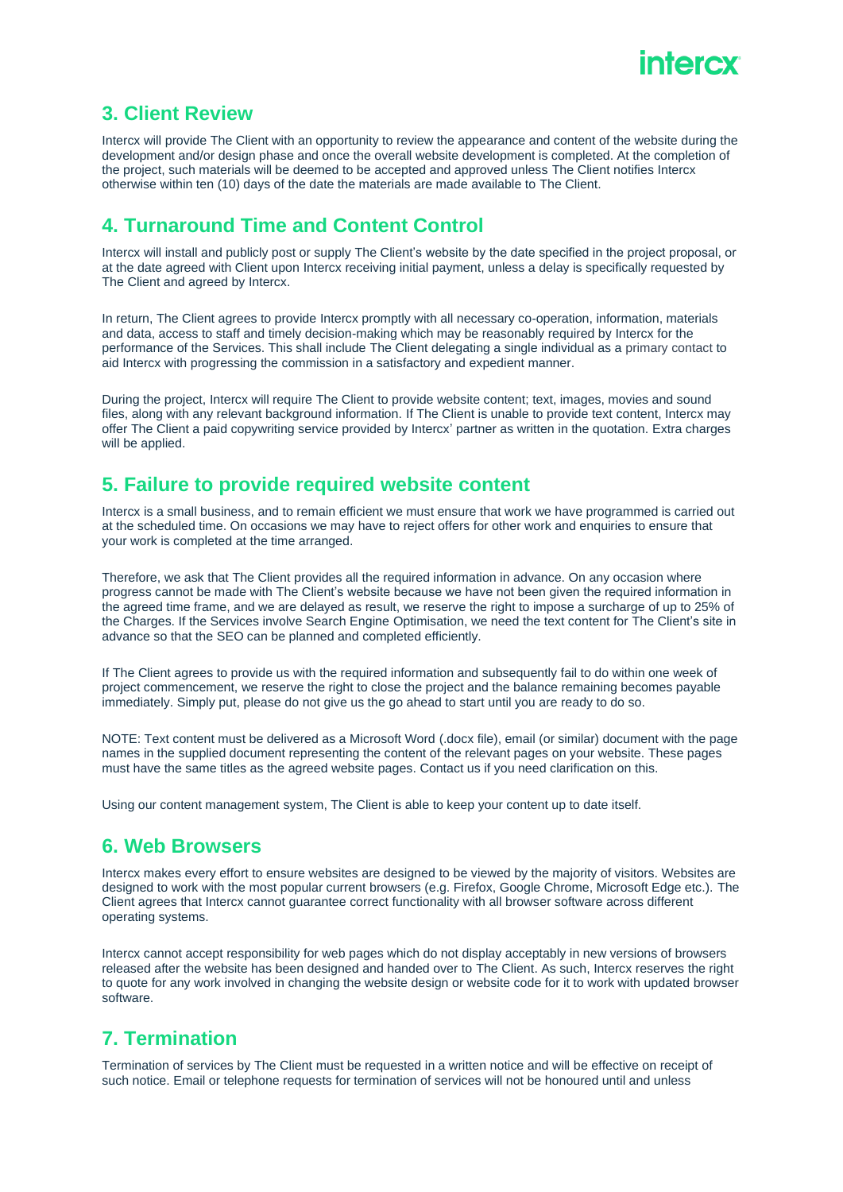## 3. Client Review

Intercx will provide The Client with an opportunity to review the appearance and content of the website during the development and/or design phase and once the overall website development is completed. At the completion of the project, such materials will be deemed to be accepted and approved unless The Client notifies Intercx otherwise within ten (10) days of the date the materials are made available to The Client.

## 4. Turnaround Time and Content Control

Intercx will install and publicly post or supply The Client's website by the date specified in the project proposal, or at the date agreed with Client upon Intercx receiving initial payment, unless a delay is specifically requested by The Client and agreed by Intercx.

In return, The Client agrees to provide Intercx promptly with all necessary co-operation, information, materials and data, access to staff and timely decision-making which may be reasonably required by Intercx for the performance of the Services. This shall include The Client delegating a single individual as a primary contact to aid Intercx with progressing the commission in a satisfactory and expedient manner.

During the project, Intercx will require The Client to provide website content; text, images, movies and sound files, along with any relevant background information. If The Client is unable to provide text content, Intercx may offer The Client a paid copywriting service provided by Intercx' partner as written in the quotation. Extra charges will be applied.

## 5. Failure to provide required website content

Intercx is a small business, and to remain efficient we must ensure that work we have programmed is carried out at the scheduled time. On occasions we may have to reject offers for other work and enquiries to ensure that your work is completed at the time arranged.

Therefore, we ask that The Client provides all the required information in advance. On any occasion where progress cannot be made with The Client's website because we have not been given the required information in the agreed time frame, and we are delayed as result, we reserve the right to impose a surcharge of up to 25% of the Charges. If the Services involve Search Engine Optimisation, we need the text content for The Client's site in advance so that the SEO can be planned and completed efficiently.

If The Client agrees to provide us with the required information and subsequently fail to do within one week of project commencement, we reserve the right to close the project and the balance remaining becomes payable immediately. Simply put, please do not give us the go ahead to start until you are ready to do so.

NOTE: Text content must be delivered as a Microsoft Word (.docx file), email (or similar) document with the page names in the supplied document representing the content of the relevant pages on your website. These pages must have the same titles as the agreed website pages. Contact us if you need clarification on this.

Using our content management system, The Client is able to keep your content up to date itself.

## 6. Web Browsers

Intercx makes every effort to ensure websites are designed to be viewed by the majority of visitors. Websites are designed to work with the most popular current browsers (e.g. Firefox, Google Chrome, Microsoft Edge etc.). The Client agrees that Intercx cannot guarantee correct functionality with all browser software across different operating systems.

Intercx cannot accept responsibility for web pages which do not display acceptably in new versions of browsers released after the website has been designed and handed over to The Client. As such, Intercx reserves the right to quote for any work involved in changing the website design or website code for it to work with updated browser software.

## 7. Termination

Termination of services by The Client must be requested in a written notice and will be effective on receipt of such notice. Email or telephone requests for termination of services will not be honoured until and unless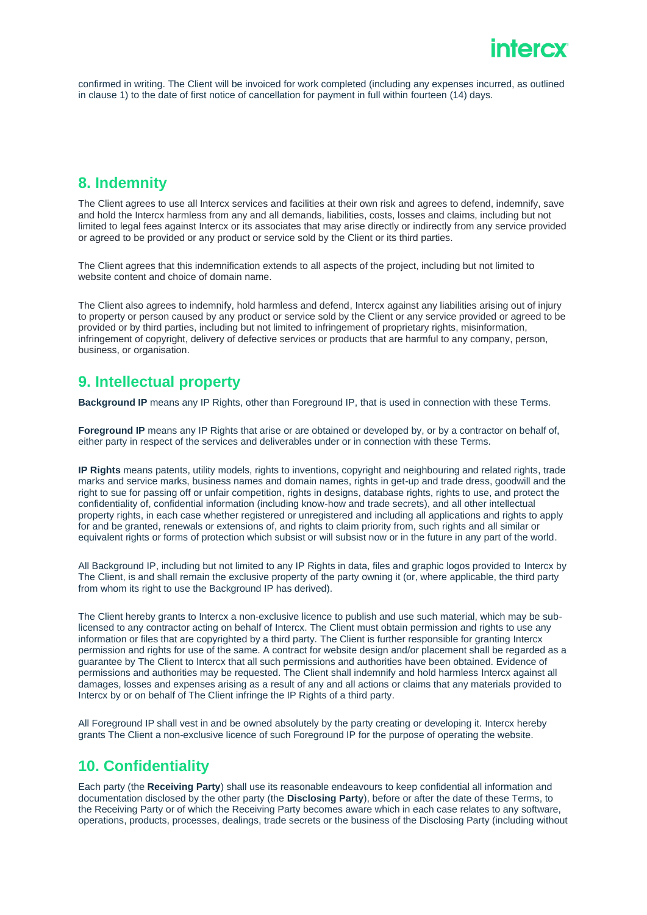confirmed in writing. The Client will be invoiced for work completed (including any expenses incurred, as outlined in clause 1) to the date of first notice of cancellation for payment in full within fourteen (14) days.

## 8. Indemnity

The Client agrees to use all Intercx services and facilities at their own risk and agrees to defend, indemnify, save and hold the Intercx harmless from any and all demands, liabilities, costs, losses and claims, including but not limited to legal fees against Intercx or its associates that may arise directly or indirectly from any service provided or agreed to be provided or any product or service sold by the Client or its third parties.

The Client agrees that this indemnification extends to all aspects of the project, including but not limited to website content and choice of domain name.

The Client also agrees to indemnify, hold harmless and defend, Intercx against any liabilities arising out of injury to property or person caused by any product or service sold by the Client or any service provided or agreed to be provided or by third parties, including but not limited to infringement of proprietary rights, misinformation, infringement of copyright, delivery of defective services or products that are harmful to any company, person, business, or organisation.

## 9. Intellectual property

**Background IP** means any IP Rights, other than Foreground IP, that is used in connection with these Terms.

**Foreground IP** means any IP Rights that arise or are obtained or developed by, or by a contractor on behalf of, either party in respect of the services and deliverables under or in connection with these Terms.

**IP Rights** means patents, utility models, rights to inventions, copyright and neighbouring and related rights, trade marks and service marks, business names and domain names, rights in get-up and trade dress, goodwill and the right to sue for passing off or unfair competition, rights in designs, database rights, rights to use, and protect the confidentiality of, confidential information (including know-how and trade secrets), and all other intellectual property rights, in each case whether registered or unregistered and including all applications and rights to apply for and be granted, renewals or extensions of, and rights to claim priority from, such rights and all similar or equivalent rights or forms of protection which subsist or will subsist now or in the future in any part of the world.

All Background IP, including but not limited to any IP Rights in data, files and graphic logos provided to Intercx by The Client, is and shall remain the exclusive property of the party owning it (or, where applicable, the third party from whom its right to use the Background IP has derived).

The Client hereby grants to Intercx a non-exclusive licence to publish and use such material, which may be sub-licensed to any contractor acting on behalf of Intercx. The Client must obtain permission and rights to use any information or files that are copyrighted by a third party. The Client is further responsible for granting Intercx permission and rights for use of the same. A contract for website design and/or placement shall be regarded as a guarantee by The Client to Intercx that all such permissions and authorities have been obtained. Evidence of permissions and authorities may be requested. The Client shall indemnify and hold harmless Intercx against all damages, losses and expenses arising as a result of any and all actions or claims that any materials provided to Intercx by or on behalf of The Client infringe the IP Rights of a third party.

All Foreground IP shall vest in and be owned absolutely by the party creating or developing it. Intercx hereby grants The Client a non-exclusive licence of such Foreground IP for the purpose of operating the website.

## 10. Confidentiality

Each party (the **Receiving Party**) shall use its reasonable endeavours to keep confidential all information and documentation disclosed by the other party (the **Disclosing Party**), before or after the date of these Terms, to the Receiving Party or of which the Receiving Party becomes aware which in each case relates to any software, operations, products, processes, dealings, trade secrets or the business of the Disclosing Party (including without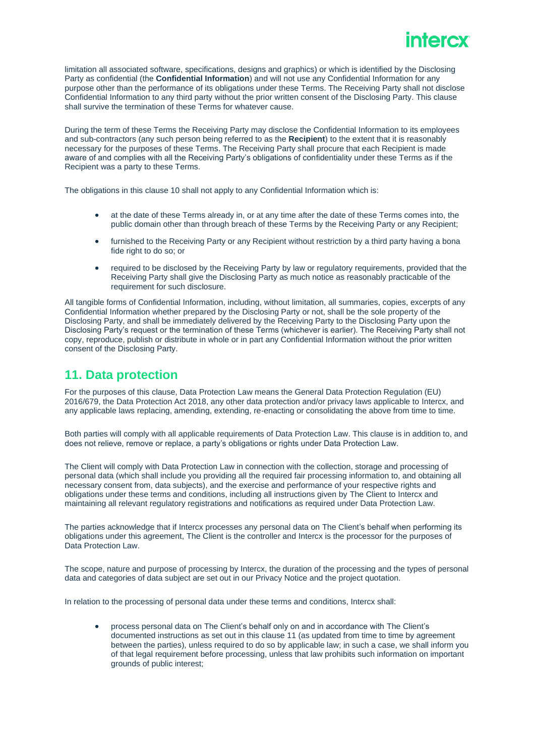limitation all associated software, specifications, designs and graphics) or which is identified by the Disclosing Party as confidential (the **Confidential Information**) and will not use any Confidential Information for any purpose other than the performance of its obligations under these Terms. The Receiving Party shall not disclose Confidential Information to any third party without the prior written consent of the Disclosing Party. This clause shall survive the termination of these Terms for whatever cause.

During the term of these Terms the Receiving Party may disclose the Confidential Information to its employees and sub-contractors (any such person being referred to as the **Recipient**) to the extent that it is reasonably necessary for the purposes of these Terms. The Receiving Party shall procure that each Recipient is made aware of and complies with all the Receiving Party's obligations of confidentiality under these Terms as if the Recipient was a party to these Terms.

The obligations in this clause 10 shall not apply to any Confidential Information which is:

- at the date of these Terms already in, or at any time after the date of these Terms comes into, the public domain other than through breach of these Terms by the Receiving Party or any Recipient;
- furnished to the Receiving Party or any Recipient without restriction by a third party having a bona fide right to do so; or
- required to be disclosed by the Receiving Party by law or regulatory requirements, provided that the Receiving Party shall give the Disclosing Party as much notice as reasonably practicable of the requirement for such disclosure.

All tangible forms of Confidential Information, including, without limitation, all summaries, copies, excerpts of any Confidential Information whether prepared by the Disclosing Party or not, shall be the sole property of the Disclosing Party, and shall be immediately delivered by the Receiving Party to the Disclosing Party upon the Disclosing Party's request or the termination of these Terms (whichever is earlier). The Receiving Party shall not copy, reproduce, publish or distribute in whole or in part any Confidential Information without the prior written consent of the Disclosing Party.

## 11. Data protection

For the purposes of this clause, Data Protection Law means the General Data Protection Regulation (EU) 2016/679, the Data Protection Act 2018, any other data protection and/or privacy laws applicable to Intercx, and any applicable laws replacing, amending, extending, re-enacting or consolidating the above from time to time.

Both parties will comply with all applicable requirements of Data Protection Law. This clause is in addition to, and does not relieve, remove or replace, a party's obligations or rights under Data Protection Law.

The Client will comply with Data Protection Law in connection with the collection, storage and processing of personal data (which shall include you providing all the required fair processing information to, and obtaining all necessary consent from, data subjects), and the exercise and performance of your respective rights and obligations under these terms and conditions, including all instructions given by The Client to Intercx and maintaining all relevant regulatory registrations and notifications as required under Data Protection Law.

The parties acknowledge that if Intercx processes any personal data on The Client's behalf when performing its obligations under this agreement, The Client is the controller and Intercx is the processor for the purposes of Data Protection Law.

The scope, nature and purpose of processing by Intercx, the duration of the processing and the types of personal data and categories of data subject are set out in our Privacy Notice and the project quotation.

In relation to the processing of personal data under these terms and conditions, Intercx shall:

- process personal data on The Client's behalf only on and in accordance with The Client's documented instructions as set out in this clause 11 (as updated from time to time by agreement between the parties), unless required to do so by applicable law; in such a case, we shall inform you of that legal requirement before processing, unless that law prohibits such information on important grounds of public interest;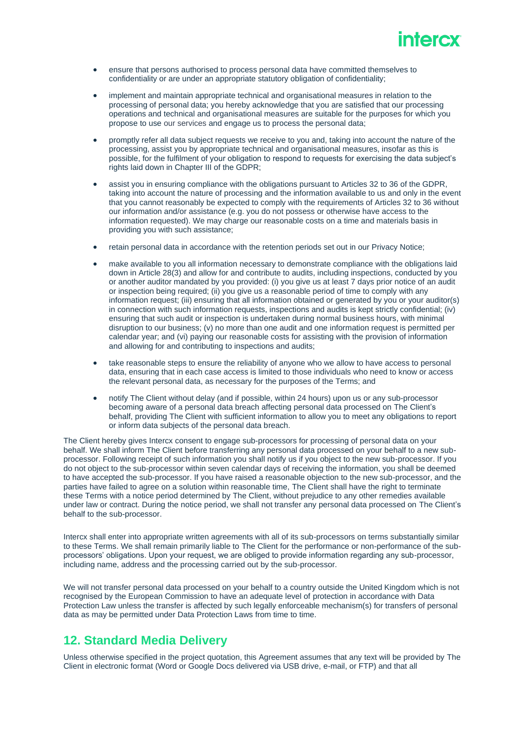- ensure that persons authorised to process personal data have committed themselves to confidentiality or are under an appropriate statutory obligation of confidentiality;
- implement and maintain appropriate technical and organisational measures in relation to the processing of personal data; you hereby acknowledge that you are satisfied that our processing operations and technical and organisational measures are suitable for the purposes for which you propose to use our services and engage us to process the personal data;
- promptly refer all data subject requests we receive to you and, taking into account the nature of the processing, assist you by appropriate technical and organisational measures, insofar as this is possible, for the fulfilment of your obligation to respond to requests for exercising the data subject's rights laid down in Chapter III of the GDPR;
- assist you in ensuring compliance with the obligations pursuant to Articles 32 to 36 of the GDPR, taking into account the nature of processing and the information available to us and only in the event that you cannot reasonably be expected to comply with the requirements of Articles 32 to 36 without our information and/or assistance (e.g. you do not possess or otherwise have access to the information requested). We may charge our reasonable costs on a time and materials basis in providing you with such assistance;
- retain personal data in accordance with the retention periods set out in our Privacy Notice;
- make available to you all information necessary to demonstrate compliance with the obligations laid down in Article 28(3) and allow for and contribute to audits, including inspections, conducted by you or another auditor mandated by you provided: (i) you give us at least 7 days prior notice of an audit or inspection being required; (ii) you give us a reasonable period of time to comply with any information request; (iii) ensuring that all information obtained or generated by you or your auditor(s) in connection with such information requests, inspections and audits is kept strictly confidential; (iv) ensuring that such audit or inspection is undertaken during normal business hours, with minimal disruption to our business; (v) no more than one audit and one information request is permitted per calendar year; and (vi) paying our reasonable costs for assisting with the provision of information and allowing for and contributing to inspections and audits;
- take reasonable steps to ensure the reliability of anyone who we allow to have access to personal data, ensuring that in each case access is limited to those individuals who need to know or access the relevant personal data, as necessary for the purposes of the Terms; and
- notify The Client without delay (and if possible, within 24 hours) upon us or any sub-processor becoming aware of a personal data breach affecting personal data processed on The Client's behalf, providing The Client with sufficient information to allow you to meet any obligations to report or inform data subjects of the personal data breach.

The Client hereby gives Intercx consent to engage sub-processors for processing of personal data on your behalf. We shall inform The Client before transferring any personal data processed on your behalf to a new sub-processor. Following receipt of such information you shall notify us if you object to the new sub-processor. If you do not object to the sub-processor within seven calendar days of receiving the information, you shall be deemed to have accepted the sub-processor. If you have raised a reasonable objection to the new sub-processor, and the parties have failed to agree on a solution within reasonable time, The Client shall have the right to terminate these Terms with a notice period determined by The Client, without prejudice to any other remedies available under law or contract. During the notice period, we shall not transfer any personal data processed on The Client's behalf to the sub-processor.

Intercx shall enter into appropriate written agreements with all of its sub-processors on terms substantially similar to these Terms. We shall remain primarily liable to The Client for the performance or non-performance of the sub-processors' obligations. Upon your request, we are obliged to provide information regarding any sub-processor, including name, address and the processing carried out by the sub-processor.

We will not transfer personal data processed on your behalf to a country outside the United Kingdom which is not recognised by the European Commission to have an adequate level of protection in accordance with Data Protection Law unless the transfer is affected by such legally enforceable mechanism(s) for transfers of personal data as may be permitted under Data Protection Laws from time to time.

## 12. Standard Media Delivery

Unless otherwise specified in the project quotation, this Agreement assumes that any text will be provided by The Client in electronic format (Word or Google Docs delivered via USB drive, e-mail, or FTP) and that all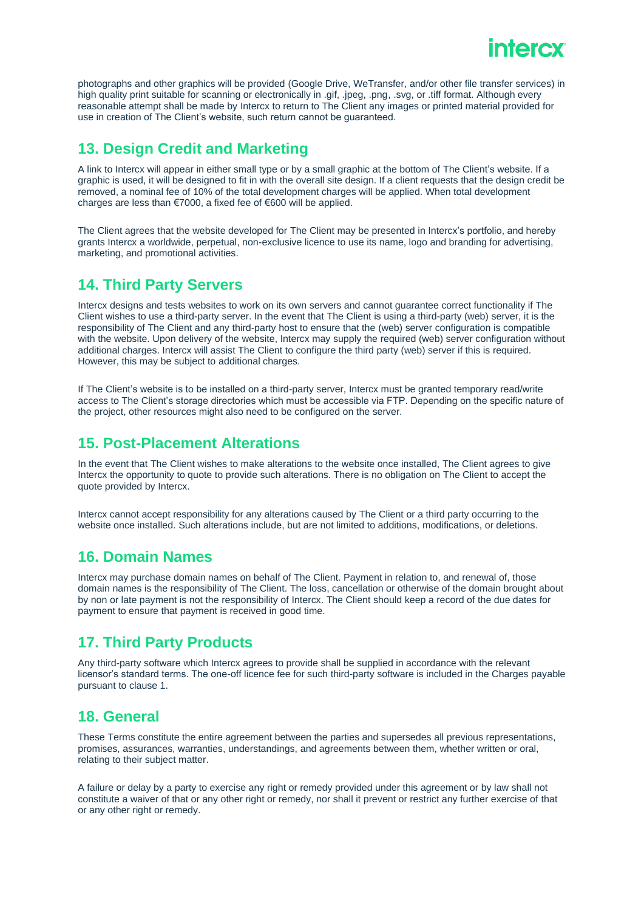photographs and other graphics will be provided (Google Drive, WeTransfer, and/or other file transfer services) in high quality print suitable for scanning or electronically in .gif, .jpeg, .png, .svg, or .tiff format. Although every reasonable attempt shall be made by Intercx to return to The Client any images or printed material provided for use in creation of The Client's website, such return cannot be guaranteed.

## 13. Design Credit and Marketing

A link to Intercx will appear in either small type or by a small graphic at the bottom of The Client's website. If a graphic is used, it will be designed to fit in with the overall site design. If a client requests that the design credit be removed, a nominal fee of 10% of the total development charges will be applied. When total development charges are less than €7000, a fixed fee of €600 will be applied.

The Client agrees that the website developed for The Client may be presented in Intercx's portfolio, and hereby grants Intercx a worldwide, perpetual, non-exclusive licence to use its name, logo and branding for advertising, marketing, and promotional activities.

## 14. Third Party Servers

Intercx designs and tests websites to work on its own servers and cannot guarantee correct functionality if The Client wishes to use a third-party server. In the event that The Client is using a third-party (web) server, it is the responsibility of The Client and any third-party host to ensure that the (web) server configuration is compatible with the website. Upon delivery of the website, Intercx may supply the required (web) server configuration without additional charges. Intercx will assist The Client to configure the third party (web) server if this is required. However, this may be subject to additional charges.

If The Client's website is to be installed on a third-party server, Intercx must be granted temporary read/write access to The Client's storage directories which must be accessible via FTP. Depending on the specific nature of the project, other resources might also need to be configured on the server.

## 15. Post-Placement Alterations

In the event that The Client wishes to make alterations to the website once installed, The Client agrees to give Intercx the opportunity to quote to provide such alterations. There is no obligation on The Client to accept the quote provided by Intercx.

Intercx cannot accept responsibility for any alterations caused by The Client or a third party occurring to the website once installed. Such alterations include, but are not limited to additions, modifications, or deletions.

## 16. Domain Names

Intercx may purchase domain names on behalf of The Client. Payment in relation to, and renewal of, those domain names is the responsibility of The Client. The loss, cancellation or otherwise of the domain brought about by non or late payment is not the responsibility of Intercx. The Client should keep a record of the due dates for payment to ensure that payment is received in good time.

## 17. Third Party Products

Any third-party software which Intercx agrees to provide shall be supplied in accordance with the relevant licensor's standard terms. The one-off licence fee for such third-party software is included in the Charges payable pursuant to clause 1.

## 18. General

These Terms constitute the entire agreement between the parties and supersedes all previous representations, promises, assurances, warranties, understandings, and agreements between them, whether written or oral, relating to their subject matter.

A failure or delay by a party to exercise any right or remedy provided under this agreement or by law shall not constitute a waiver of that or any other right or remedy, nor shall it prevent or restrict any further exercise of that or any other right or remedy.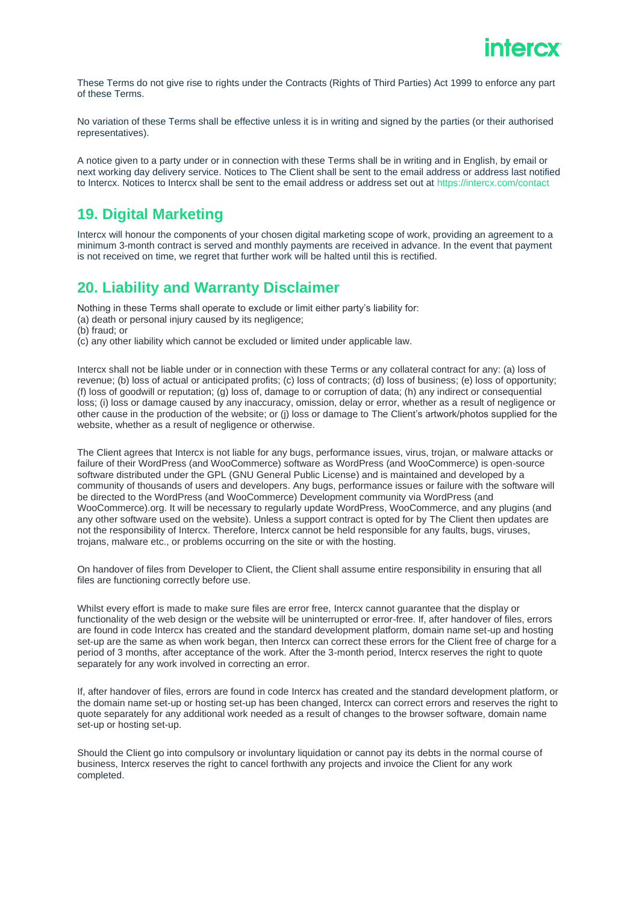These Terms do not give rise to rights under the Contracts (Rights of Third Parties) Act 1999 to enforce any part of these Terms.

No variation of these Terms shall be effective unless it is in writing and signed by the parties (or their authorised representatives).

A notice given to a party under or in connection with these Terms shall be in writing and in English, by email or next working day delivery service. Notices to The Client shall be sent to the email address or address last notified to Intercx. Notices to Intercx shall be sent to the email address or address set out at https://intercx.com/contact

## 19. Digital Marketing

Intercx will honour the components of your chosen digital marketing scope of work, providing an agreement to a minimum 3-month contract is served and monthly payments are received in advance. In the event that payment is not received on time, we regret that further work will be halted until this is rectified.

## 20. Liability and Warranty Disclaimer

Nothing in these Terms shall operate to exclude or limit either party's liability for:
(a) death or personal injury caused by its negligence;
(b) fraud; or
(c) any other liability which cannot be excluded or limited under applicable law.

Intercx shall not be liable under or in connection with these Terms or any collateral contract for any: (a) loss of revenue; (b) loss of actual or anticipated profits; (c) loss of contracts; (d) loss of business; (e) loss of opportunity; (f) loss of goodwill or reputation; (g) loss of, damage to or corruption of data; (h) any indirect or consequential loss; (i) loss or damage caused by any inaccuracy, omission, delay or error, whether as a result of negligence or other cause in the production of the website; or (j) loss or damage to The Client's artwork/photos supplied for the website, whether as a result of negligence or otherwise.

The Client agrees that Intercx is not liable for any bugs, performance issues, virus, trojan, or malware attacks or failure of their WordPress (and WooCommerce) software as WordPress (and WooCommerce) is open-source software distributed under the GPL (GNU General Public License) and is maintained and developed by a community of thousands of users and developers. Any bugs, performance issues or failure with the software will be directed to the WordPress (and WooCommerce) Development community via WordPress (and WooCommerce).org. It will be necessary to regularly update WordPress, WooCommerce, and any plugins (and any other software used on the website). Unless a support contract is opted for by The Client then updates are not the responsibility of Intercx. Therefore, Intercx cannot be held responsible for any faults, bugs, viruses, trojans, malware etc., or problems occurring on the site or with the hosting.

On handover of files from Developer to Client, the Client shall assume entire responsibility in ensuring that all files are functioning correctly before use.

Whilst every effort is made to make sure files are error free, Intercx cannot guarantee that the display or functionality of the web design or the website will be uninterrupted or error-free. If, after handover of files, errors are found in code Intercx has created and the standard development platform, domain name set-up and hosting set-up are the same as when work began, then Intercx can correct these errors for the Client free of charge for a period of 3 months, after acceptance of the work. After the 3-month period, Intercx reserves the right to quote separately for any work involved in correcting an error.

If, after handover of files, errors are found in code Intercx has created and the standard development platform, or the domain name set-up or hosting set-up has been changed, Intercx can correct errors and reserves the right to quote separately for any additional work needed as a result of changes to the browser software, domain name set-up or hosting set-up.

Should the Client go into compulsory or involuntary liquidation or cannot pay its debts in the normal course of business, Intercx reserves the right to cancel forthwith any projects and invoice the Client for any work completed.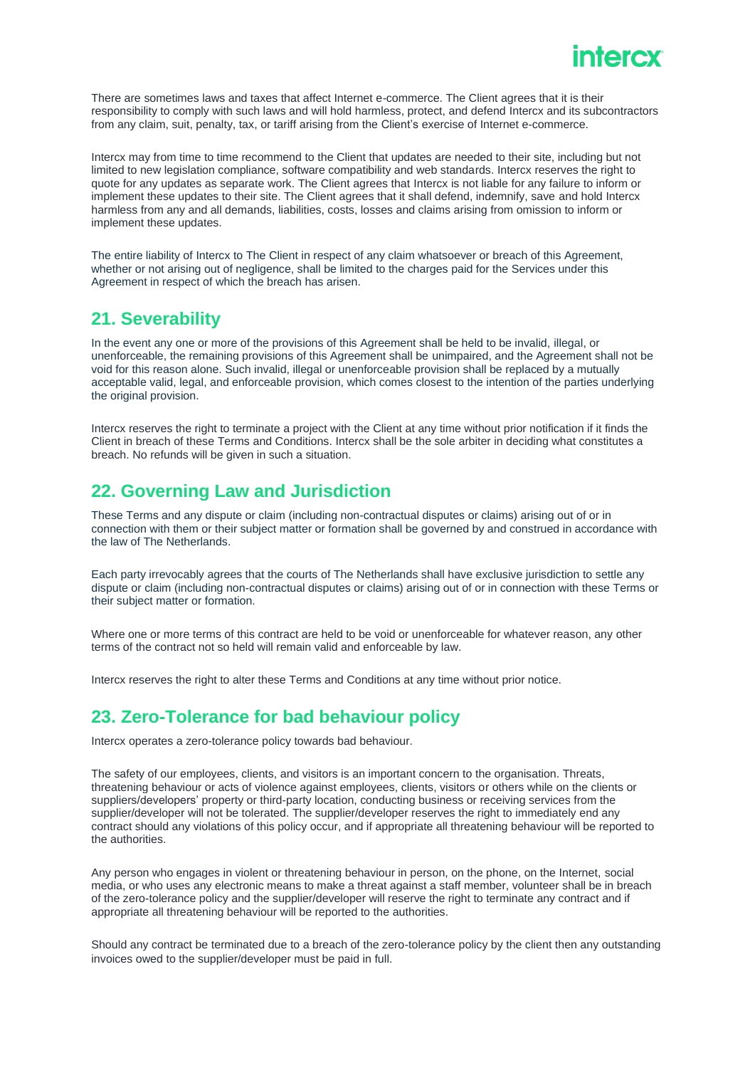There are sometimes laws and taxes that affect Internet e-commerce. The Client agrees that it is their responsibility to comply with such laws and will hold harmless, protect, and defend Intercx and its subcontractors from any claim, suit, penalty, tax, or tariff arising from the Client's exercise of Internet e-commerce.

Intercx may from time to time recommend to the Client that updates are needed to their site, including but not limited to new legislation compliance, software compatibility and web standards. Intercx reserves the right to quote for any updates as separate work. The Client agrees that Intercx is not liable for any failure to inform or implement these updates to their site. The Client agrees that it shall defend, indemnify, save and hold Intercx harmless from any and all demands, liabilities, costs, losses and claims arising from omission to inform or implement these updates.

The entire liability of Intercx to The Client in respect of any claim whatsoever or breach of this Agreement, whether or not arising out of negligence, shall be limited to the charges paid for the Services under this Agreement in respect of which the breach has arisen.

## 21. Severability

In the event any one or more of the provisions of this Agreement shall be held to be invalid, illegal, or unenforceable, the remaining provisions of this Agreement shall be unimpaired, and the Agreement shall not be void for this reason alone. Such invalid, illegal or unenforceable provision shall be replaced by a mutually acceptable valid, legal, and enforceable provision, which comes closest to the intention of the parties underlying the original provision.

Intercx reserves the right to terminate a project with the Client at any time without prior notification if it finds the Client in breach of these Terms and Conditions. Intercx shall be the sole arbiter in deciding what constitutes a breach. No refunds will be given in such a situation.

## 22. Governing Law and Jurisdiction

These Terms and any dispute or claim (including non-contractual disputes or claims) arising out of or in connection with them or their subject matter or formation shall be governed by and construed in accordance with the law of The Netherlands.

Each party irrevocably agrees that the courts of The Netherlands shall have exclusive jurisdiction to settle any dispute or claim (including non-contractual disputes or claims) arising out of or in connection with these Terms or their subject matter or formation.

Where one or more terms of this contract are held to be void or unenforceable for whatever reason, any other terms of the contract not so held will remain valid and enforceable by law.

Intercx reserves the right to alter these Terms and Conditions at any time without prior notice.

## 23. Zero-Tolerance for bad behaviour policy

Intercx operates a zero-tolerance policy towards bad behaviour.

The safety of our employees, clients, and visitors is an important concern to the organisation. Threats, threatening behaviour or acts of violence against employees, clients, visitors or others while on the clients or suppliers/developers' property or third-party location, conducting business or receiving services from the supplier/developer will not be tolerated. The supplier/developer reserves the right to immediately end any contract should any violations of this policy occur, and if appropriate all threatening behaviour will be reported to the authorities.

Any person who engages in violent or threatening behaviour in person, on the phone, on the Internet, social media, or who uses any electronic means to make a threat against a staff member, volunteer shall be in breach of the zero-tolerance policy and the supplier/developer will reserve the right to terminate any contract and if appropriate all threatening behaviour will be reported to the authorities.

Should any contract be terminated due to a breach of the zero-tolerance policy by the client then any outstanding invoices owed to the supplier/developer must be paid in full.